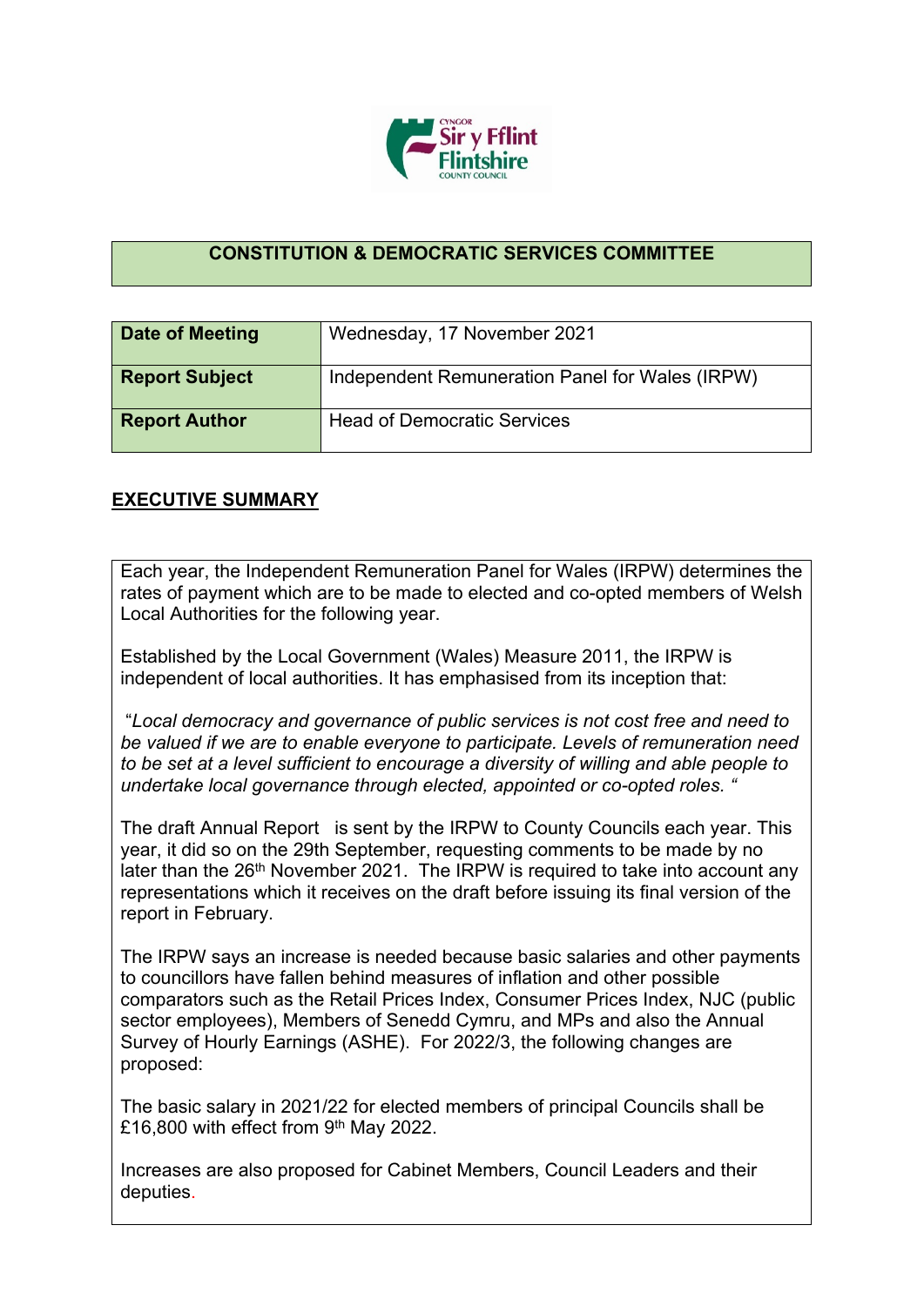## CONSTITUTION & DEMOCRATIC SERVICES COMMITTEE

| Date of Meeting | Wednesday, 17 November 2021 |
|---|---|
| **Report Subject** | Independent Remuneration Panel for Wales (IRPW) |
| **Report Author** | Head of Democratic Services |

## EXECUTIVE SUMMARY

Each year, the Independent Remuneration Panel for Wales (IRPW) determines the rates of payment which are to be made to elected and co-opted members of Welsh Local Authorities for the following year.

Established by the Local Government (Wales) Measure 2011, the IRPW is independent of local authorities. It has emphasised from its inception that:

"*Local democracy and governance of public services is not cost free and need to be valued if we are to enable everyone to participate. Levels of remuneration need to be set at a level sufficient to encourage a diversity of willing and able people to undertake local governance through elected, appointed or co-opted roles.* "

The draft Annual Report is sent by the IRPW to County Councils each year. This year, it did so on the 29th September, requesting comments to be made by no later than the 26th November 2021. The IRPW is required to take into account any representations which it receives on the draft before issuing its final version of the report in February.

The IRPW says an increase is needed because basic salaries and other payments to councillors have fallen behind measures of inflation and other possible comparators such as the Retail Prices Index, Consumer Prices Index, NJC (public sector employees), Members of Senedd Cymru, and MPs and also the Annual Survey of Hourly Earnings (ASHE). For 2022/3, the following changes are proposed:

The basic salary in 2021/22 for elected members of principal Councils shall be £16,800 with effect from 9th May 2022.

Increases are also proposed for Cabinet Members, Council Leaders and their deputies.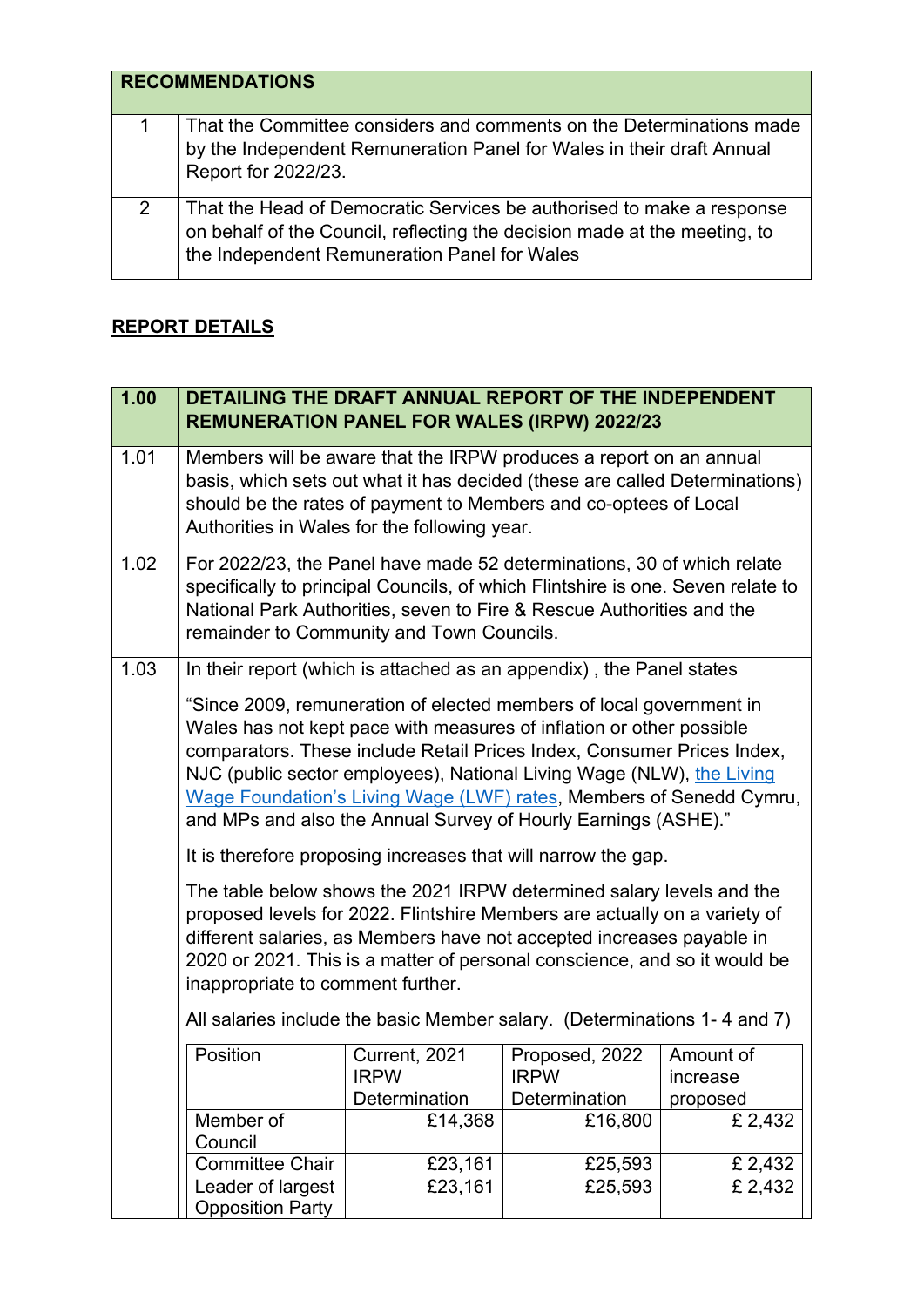| RECOMMENDATIONS | |
|---|---|
| 1 | That the Committee considers and comments on the Determinations made by the Independent Remuneration Panel for Wales in their draft Annual Report for 2022/23. |
| 2 | That the Head of Democratic Services be authorised to make a response on behalf of the Council, reflecting the decision made at the meeting, to the Independent Remuneration Panel for Wales |

## REPORT DETAILS

| 1.00 | DETAILING THE DRAFT ANNUAL REPORT OF THE INDEPENDENT REMUNERATION PANEL FOR WALES (IRPW) 2022/23 |
|---|---|
| 1.01 | Members will be aware that the IRPW produces a report on an annual basis, which sets out what it has decided (these are called Determinations) should be the rates of payment to Members and co-optees of Local Authorities in Wales for the following year. |
| 1.02 | For 2022/23, the Panel have made 52 determinations, 30 of which relate specifically to principal Councils, of which Flintshire is one. Seven relate to National Park Authorities, seven to Fire & Rescue Authorities and the remainder to Community and Town Councils. |

**1.03** In their report (which is attached as an appendix) , the Panel states

"Since 2009, remuneration of elected members of local government in Wales has not kept pace with measures of inflation or other possible comparators. These include Retail Prices Index, Consumer Prices Index, NJC (public sector employees), National Living Wage (NLW), the Living Wage Foundation's Living Wage (LWF) rates, Members of Senedd Cymru, and MPs and also the Annual Survey of Hourly Earnings (ASHE)."

It is therefore proposing increases that will narrow the gap.

The table below shows the 2021 IRPW determined salary levels and the proposed levels for 2022. Flintshire Members are actually on a variety of different salaries, as Members have not accepted increases payable in 2020 or 2021. This is a matter of personal conscience, and so it would be inappropriate to comment further.

All salaries include the basic Member salary. (Determinations 1- 4 and 7)

| Position | Current, 2021 IRPW Determination | Proposed, 2022 IRPW Determination | Amount of increase proposed |
|---|---|---|---|
| Member of Council | £14,368 | £16,800 | £ 2,432 |
| Committee Chair | £23,161 | £25,593 | £ 2,432 |
| Leader of largest Opposition Party | £23,161 | £25,593 | £ 2,432 |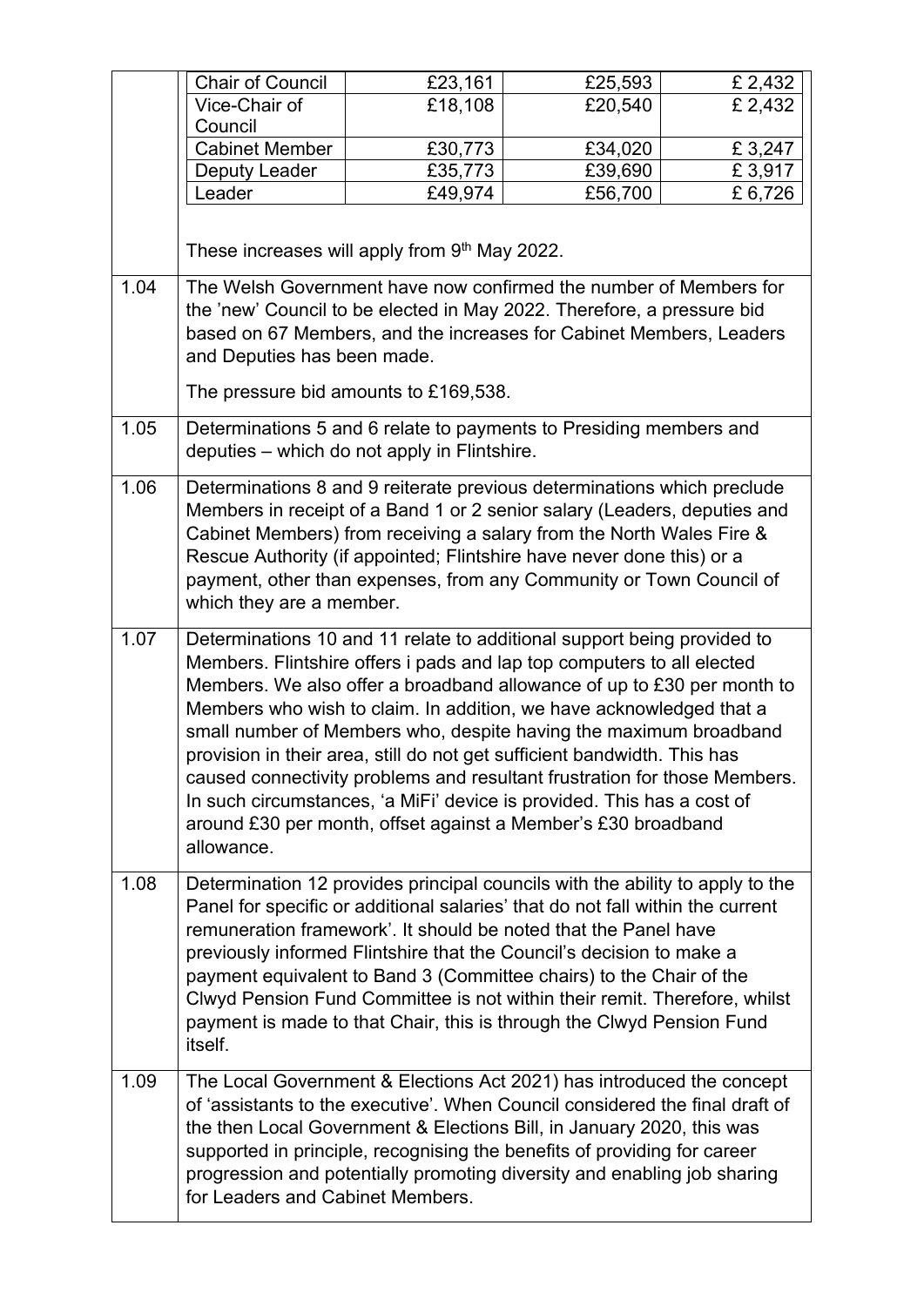| | | | |
|---|---|---|---|
| Chair of Council | £23,161 | £25,593 | £ 2,432 |
| Vice-Chair of Council | £18,108 | £20,540 | £ 2,432 |
| Cabinet Member | £30,773 | £34,020 | £ 3,247 |
| Deputy Leader | £35,773 | £39,690 | £ 3,917 |
| Leader | £49,974 | £56,700 | £ 6,726 |

These increases will apply from 9th May 2022.

1.04 The Welsh Government have now confirmed the number of Members for the 'new' Council to be elected in May 2022. Therefore, a pressure bid based on 67 Members, and the increases for Cabinet Members, Leaders and Deputies has been made.

The pressure bid amounts to £169,538.

1.05 Determinations 5 and 6 relate to payments to Presiding members and deputies – which do not apply in Flintshire.

1.06 Determinations 8 and 9 reiterate previous determinations which preclude Members in receipt of a Band 1 or 2 senior salary (Leaders, deputies and Cabinet Members) from receiving a salary from the North Wales Fire & Rescue Authority (if appointed; Flintshire have never done this) or a payment, other than expenses, from any Community or Town Council of which they are a member.

1.07 Determinations 10 and 11 relate to additional support being provided to Members. Flintshire offers i pads and lap top computers to all elected Members. We also offer a broadband allowance of up to £30 per month to Members who wish to claim. In addition, we have acknowledged that a small number of Members who, despite having the maximum broadband provision in their area, still do not get sufficient bandwidth. This has caused connectivity problems and resultant frustration for those Members. In such circumstances, 'a MiFi' device is provided. This has a cost of around £30 per month, offset against a Member's £30 broadband allowance.

1.08 Determination 12 provides principal councils with the ability to apply to the Panel for specific or additional salaries' that do not fall within the current remuneration framework'. It should be noted that the Panel have previously informed Flintshire that the Council's decision to make a payment equivalent to Band 3 (Committee chairs) to the Chair of the Clwyd Pension Fund Committee is not within their remit. Therefore, whilst payment is made to that Chair, this is through the Clwyd Pension Fund itself.

1.09 The Local Government & Elections Act 2021) has introduced the concept of 'assistants to the executive'. When Council considered the final draft of the then Local Government & Elections Bill, in January 2020, this was supported in principle, recognising the benefits of providing for career progression and potentially promoting diversity and enabling job sharing for Leaders and Cabinet Members.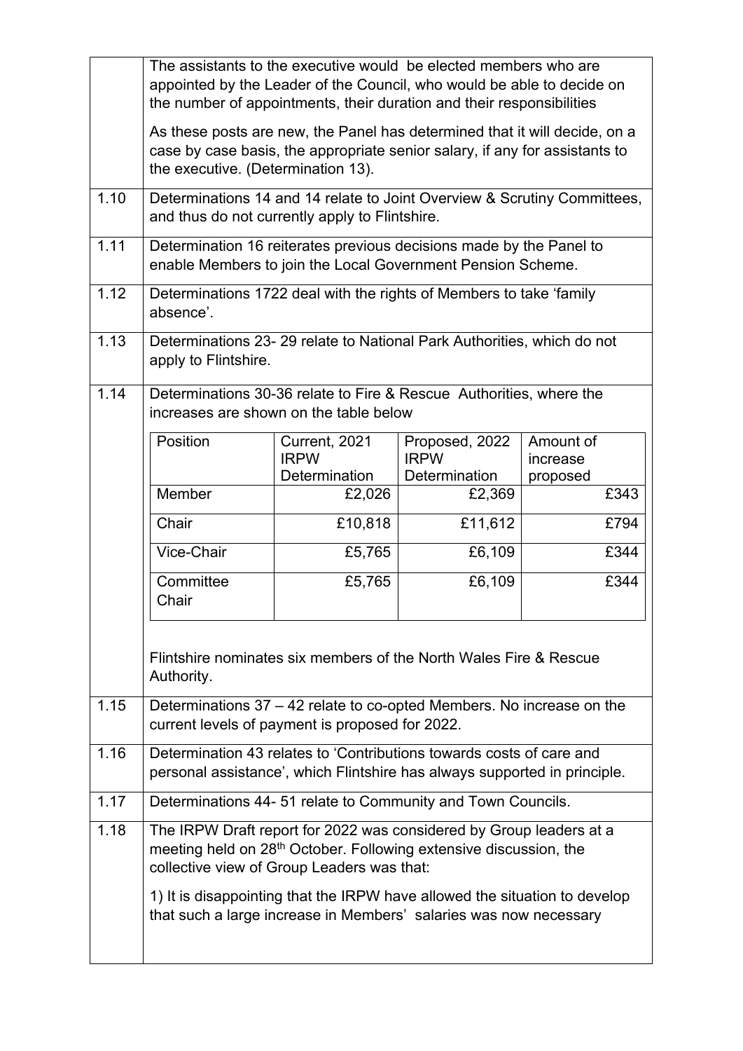| | |
|---|---|
| | The assistants to the executive would be elected members who are appointed by the Leader of the Council, who would be able to decide on the number of appointments, their duration and their responsibilities<br><br>As these posts are new, the Panel has determined that it will decide, on a case by case basis, the appropriate senior salary, if any for assistants to the executive. (Determination 13). |
| 1.10 | Determinations 14 and 14 relate to Joint Overview & Scrutiny Committees, and thus do not currently apply to Flintshire. |
| 1.11 | Determination 16 reiterates previous decisions made by the Panel to enable Members to join the Local Government Pension Scheme. |
| 1.12 | Determinations 1722 deal with the rights of Members to take 'family absence'. |
| 1.13 | Determinations 23- 29 relate to National Park Authorities, which do not apply to Flintshire. |
| 1.14 | Determinations 30-36 relate to Fire & Rescue Authorities, where the increases are shown on the table below |

| Position | Current, 2021 IRPW Determination | Proposed, 2022 IRPW Determination | Amount of increase proposed |
|---|---|---|---|
| Member | £2,026 | £2,369 | £343 |
| Chair | £10,818 | £11,612 | £794 |
| Vice-Chair | £5,765 | £6,109 | £344 |
| Committee Chair | £5,765 | £6,109 | £344 |

Flintshire nominates six members of the North Wales Fire & Rescue Authority.

| | |
|---|---|
| 1.15 | Determinations 37 – 42 relate to co-opted Members. No increase on the current levels of payment is proposed for 2022. |
| 1.16 | Determination 43 relates to 'Contributions towards costs of care and personal assistance', which Flintshire has always supported in principle. |
| 1.17 | Determinations 44- 51 relate to Community and Town Councils. |
| 1.18 | The IRPW Draft report for 2022 was considered by Group leaders at a meeting held on 28th October. Following extensive discussion, the collective view of Group Leaders was that:<br><br>1) It is disappointing that the IRPW have allowed the situation to develop that such a large increase in Members' salaries was now necessary |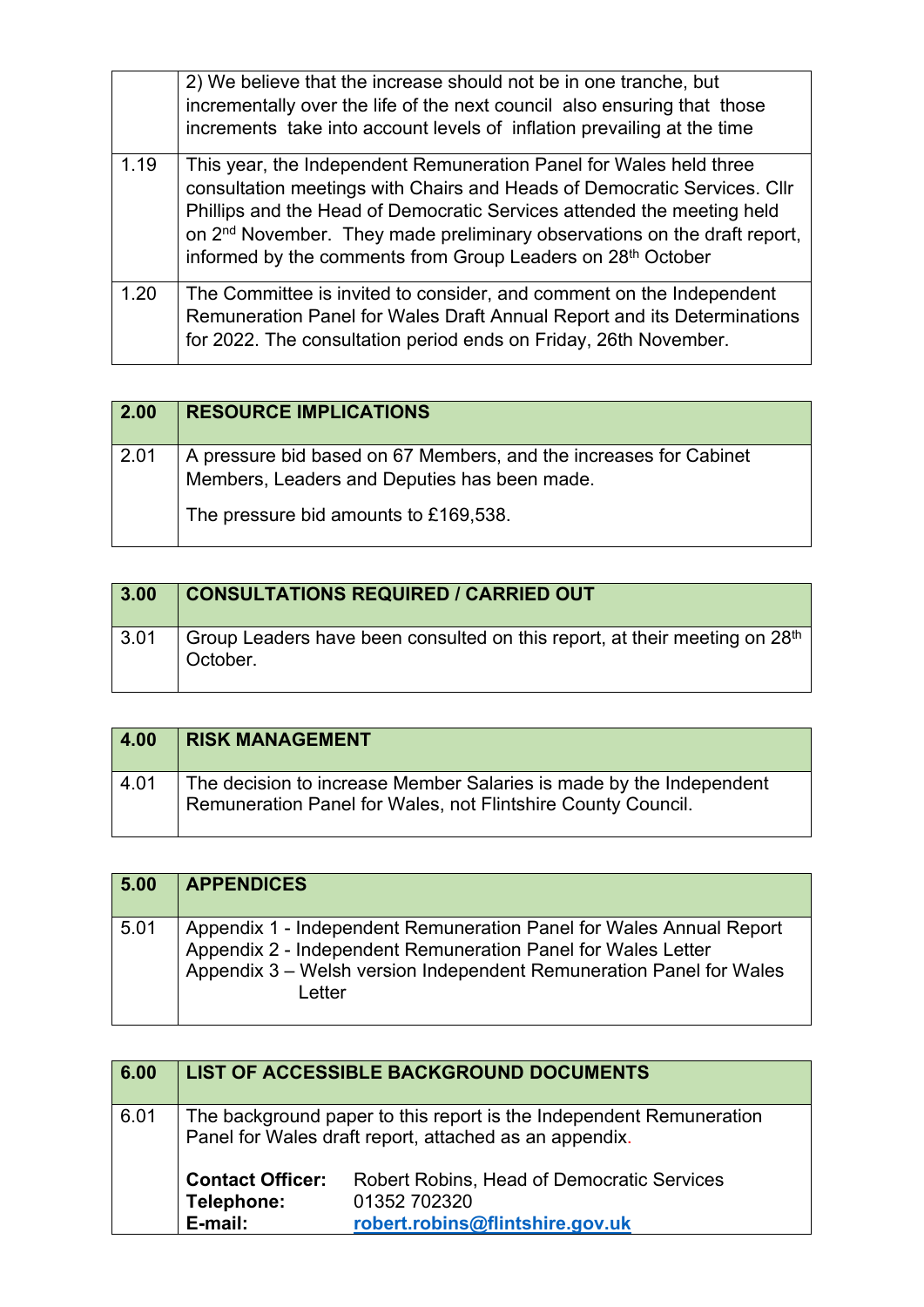| | |
|---|---|
| | 2) We believe that the increase should not be in one tranche, but incrementally over the life of the next council also ensuring that those increments take into account levels of inflation prevailing at the time |
| 1.19 | This year, the Independent Remuneration Panel for Wales held three consultation meetings with Chairs and Heads of Democratic Services. Cllr Phillips and the Head of Democratic Services attended the meeting held on 2nd November. They made preliminary observations on the draft report, informed by the comments from Group Leaders on 28th October |
| 1.20 | The Committee is invited to consider, and comment on the Independent Remuneration Panel for Wales Draft Annual Report and its Determinations for 2022. The consultation period ends on Friday, 26th November. |

| 2.00 | RESOURCE IMPLICATIONS |
|---|---|
| 2.01 | A pressure bid based on 67 Members, and the increases for Cabinet Members, Leaders and Deputies has been made.<br><br>The pressure bid amounts to £169,538. |

| 3.00 | CONSULTATIONS REQUIRED / CARRIED OUT |
|---|---|
| 3.01 | Group Leaders have been consulted on this report, at their meeting on 28th October. |

| 4.00 | RISK MANAGEMENT |
|---|---|
| 4.01 | The decision to increase Member Salaries is made by the Independent Remuneration Panel for Wales, not Flintshire County Council. |

| 5.00 | APPENDICES |
|---|---|
| 5.01 | Appendix 1 - Independent Remuneration Panel for Wales Annual Report<br>Appendix 2 - Independent Remuneration Panel for Wales Letter<br>Appendix 3 – Welsh version Independent Remuneration Panel for Wales Letter |

| 6.00 | LIST OF ACCESSIBLE BACKGROUND DOCUMENTS |
|---|---|
| 6.01 | The background paper to this report is the Independent Remuneration Panel for Wales draft report, attached as an appendix.<br><br>**Contact Officer:** Robert Robins, Head of Democratic Services<br>**Telephone:** 01352 702320<br>**E-mail:** robert.robins@flintshire.gov.uk |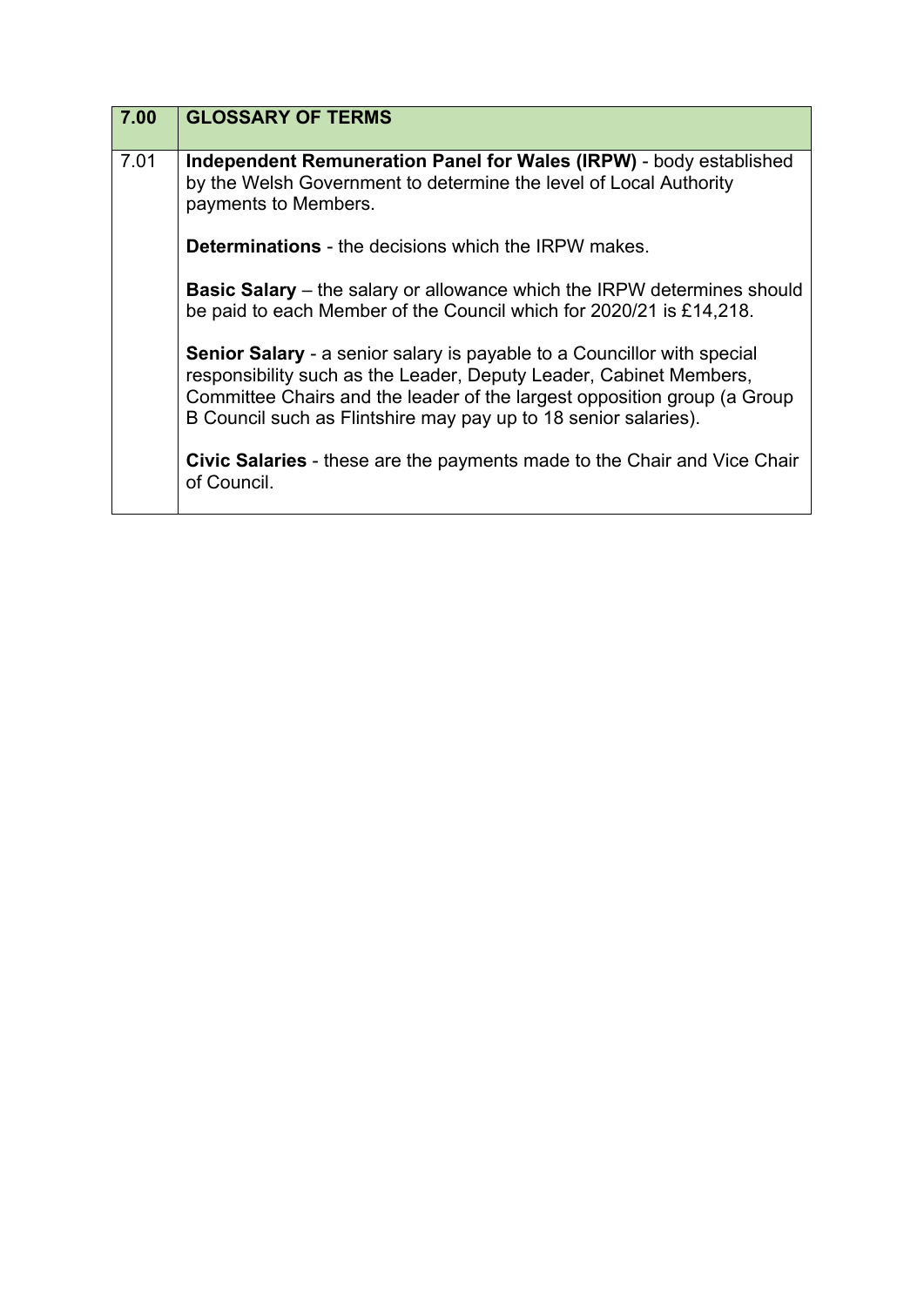| 7.00 | GLOSSARY OF TERMS |
|---|---|
| 7.01 | **Independent Remuneration Panel for Wales (IRPW)** - body established by the Welsh Government to determine the level of Local Authority payments to Members.<br><br>**Determinations** - the decisions which the IRPW makes.<br><br>**Basic Salary** – the salary or allowance which the IRPW determines should be paid to each Member of the Council which for 2020/21 is £14,218.<br><br>**Senior Salary** - a senior salary is payable to a Councillor with special responsibility such as the Leader, Deputy Leader, Cabinet Members, Committee Chairs and the leader of the largest opposition group (a Group B Council such as Flintshire may pay up to 18 senior salaries).<br><br>**Civic Salaries** - these are the payments made to the Chair and Vice Chair of Council. |